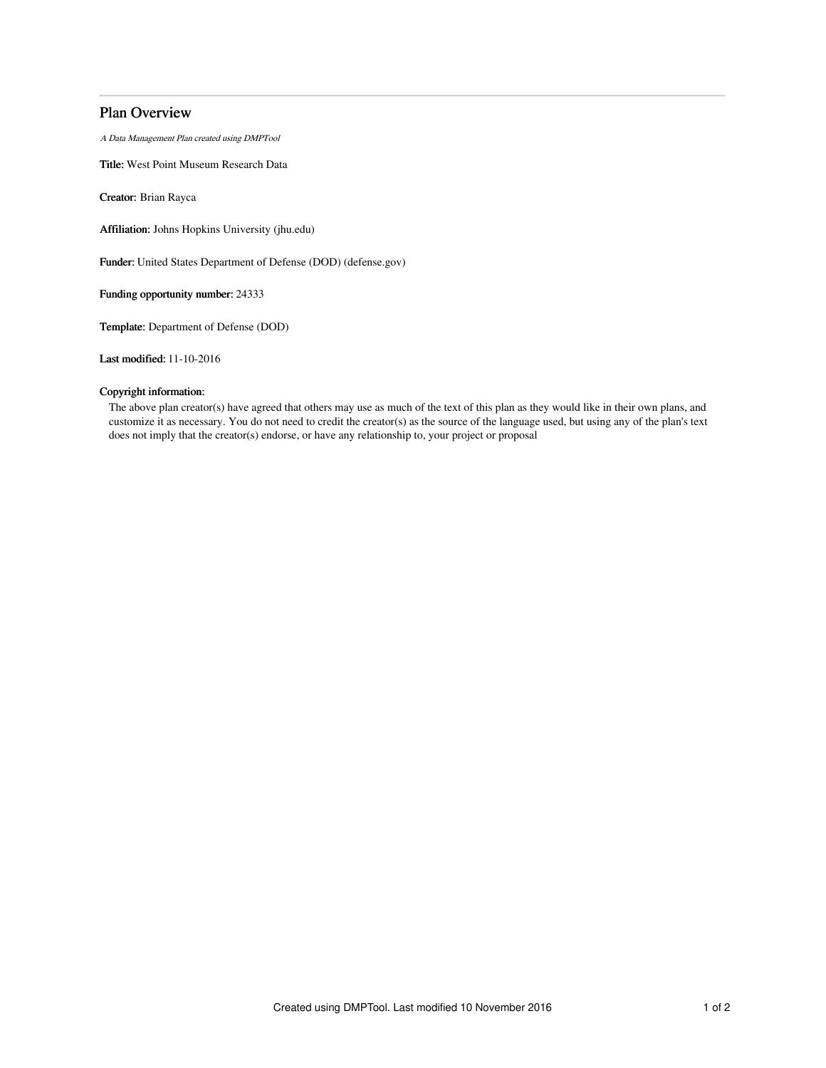# Plan Overview

*A Data Management Plan created using DMPTool*

**Title:** West Point Museum Research Data

**Creator:** Brian Rayca

**Affiliation:** Johns Hopkins University (jhu.edu)

**Funder:** United States Department of Defense (DOD) (defense.gov)

**Funding opportunity number:** 24333

**Template:** Department of Defense (DOD)

**Last modified:** 11-10-2016

**Copyright information:**

The above plan creator(s) have agreed that others may use as much of the text of this plan as they would like in their own plans, and customize it as necessary. You do not need to credit the creator(s) as the source of the language used, but using any of the plan's text does not imply that the creator(s) endorse, or have any relationship to, your project or proposal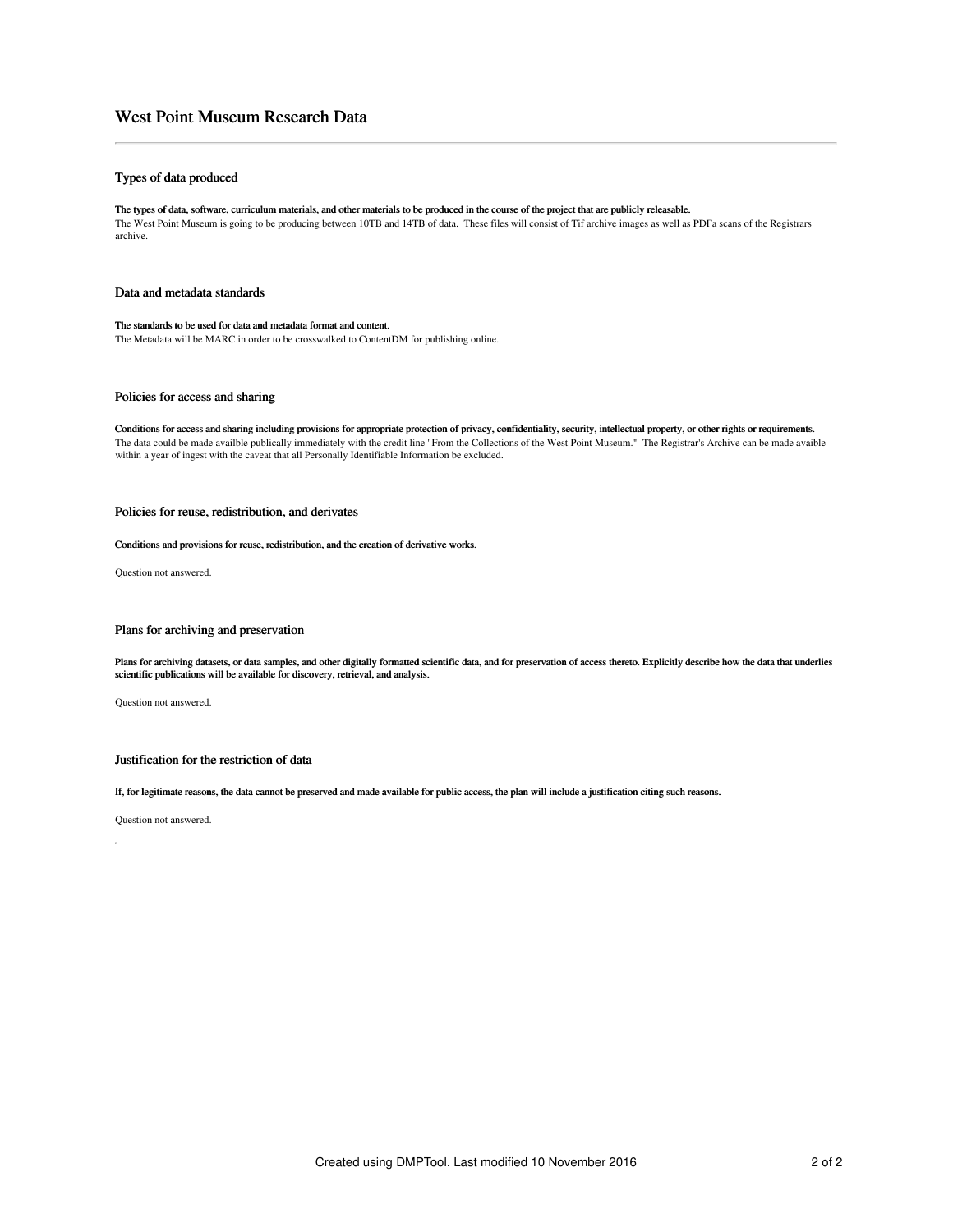# West Point Museum Research Data

## Types of data produced

**The types of data, software, curriculum materials, and other materials to be produced in the course of the project that are publicly releasable.**

The West Point Museum is going to be producing between 10TB and 14TB of data. These files will consist of Tif archive images as well as PDFa scans of the Registrars archive.

## Data and metadata standards

**The standards to be used for data and metadata format and content.**

The Metadata will be MARC in order to be crosswalked to ContentDM for publishing online.

## Policies for access and sharing

**Conditions for access and sharing including provisions for appropriate protection of privacy, confidentiality, security, intellectual property, or other rights or requirements.**

The data could be made availble publically immediately with the credit line "From the Collections of the West Point Museum." The Registrar's Archive can be made avaible within a year of ingest with the caveat that all Personally Identifiable Information be excluded.

## Policies for reuse, redistribution, and derivates

**Conditions and provisions for reuse, redistribution, and the creation of derivative works.**

Question not answered.

## Plans for archiving and preservation

**Plans for archiving datasets, or data samples, and other digitally formatted scientific data, and for preservation of access thereto. Explicitly describe how the data that underlies scientific publications will be available for discovery, retrieval, and analysis.**

Question not answered.

## Justification for the restriction of data

**If, for legitimate reasons, the data cannot be preserved and made available for public access, the plan will include a justification citing such reasons.**

Question not answered.

Created using DMPTool. Last modified 10 November 2016